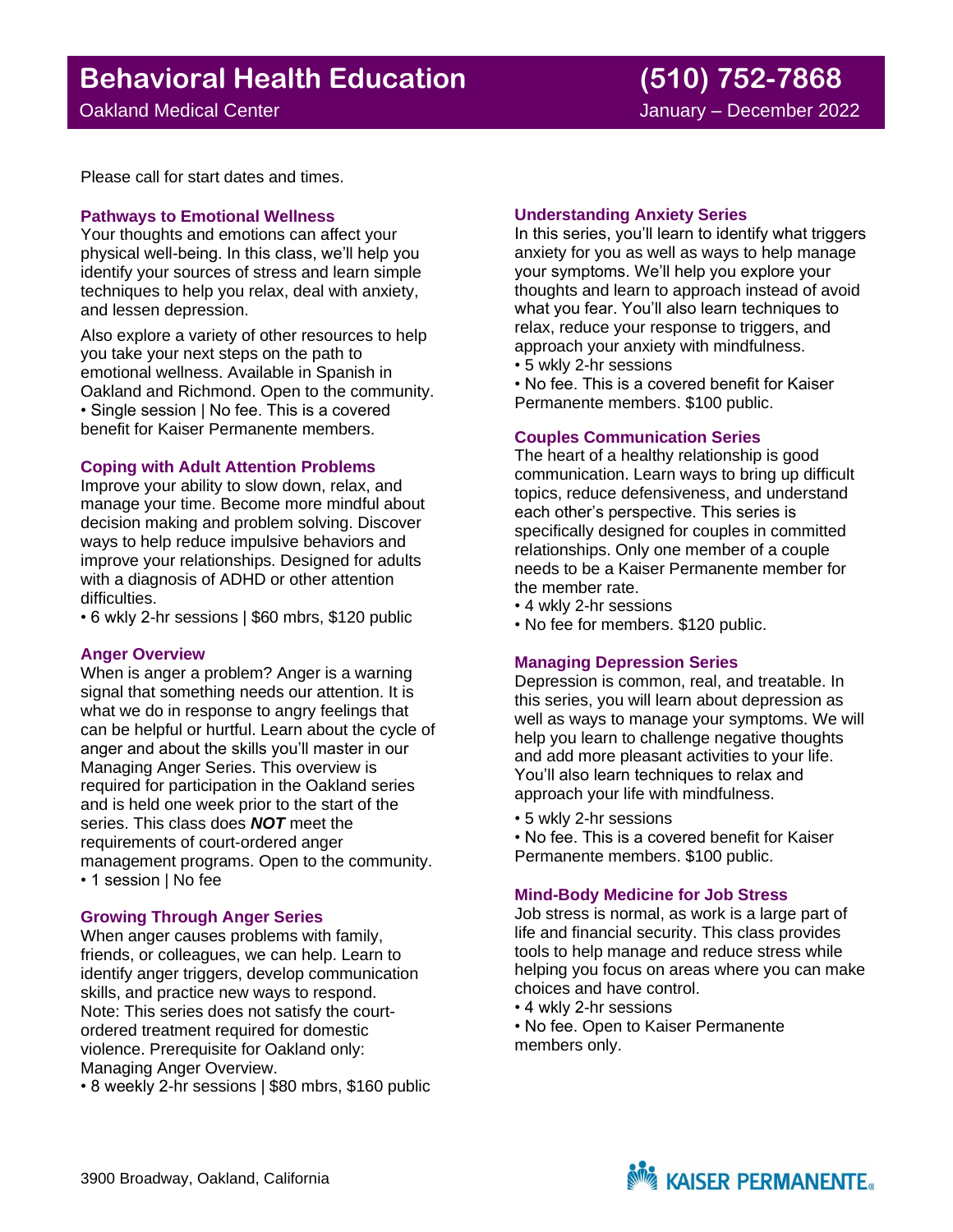# Behavioral Health Education

**(510) 752-7868**

Oakland Medical Center

January – December 2022

Please call for start dates and times.

### Pathways to Emotional Wellness

Your thoughts and emotions can affect your physical well-being. In this class, we'll help you identify your sources of stress and learn simple techniques to help you relax, deal with anxiety, and lessen depression.

Also explore a variety of other resources to help you take your next steps on the path to emotional wellness. Available in Spanish in Oakland and Richmond. Open to the community.

- Single session | No fee. This is a covered benefit for Kaiser Permanente members.

### Coping with Adult Attention Problems

Improve your ability to slow down, relax, and manage your time. Become more mindful about decision making and problem solving. Discover ways to help reduce impulsive behaviors and improve your relationships. Designed for adults with a diagnosis of ADHD or other attention difficulties.

- 6 wkly 2-hr sessions | $60 mbrs, $120 public

### Anger Overview

When is anger a problem? Anger is a warning signal that something needs our attention. It is what we do in response to angry feelings that can be helpful or hurtful. Learn about the cycle of anger and about the skills you'll master in our Managing Anger Series. This overview is required for participation in the Oakland series and is held one week prior to the start of the series. This class does ***NOT*** meet the requirements of court-ordered anger management programs. Open to the community.

- 1 session | No fee

### Growing Through Anger Series

When anger causes problems with family, friends, or colleagues, we can help. Learn to identify anger triggers, develop communication skills, and practice new ways to respond. Note: This series does not satisfy the court-ordered treatment required for domestic violence. Prerequisite for Oakland only: Managing Anger Overview.

- 8 weekly 2-hr sessions | $80 mbrs, $160 public

### Understanding Anxiety Series

In this series, you'll learn to identify what triggers anxiety for you as well as ways to help manage your symptoms. We'll help you explore your thoughts and learn to approach instead of avoid what you fear. You'll also learn techniques to relax, reduce your response to triggers, and approach your anxiety with mindfulness.

- 5 wkly 2-hr sessions
- No fee. This is a covered benefit for Kaiser Permanente members. $100 public.

### Couples Communication Series

The heart of a healthy relationship is good communication. Learn ways to bring up difficult topics, reduce defensiveness, and understand each other's perspective. This series is specifically designed for couples in committed relationships. Only one member of a couple needs to be a Kaiser Permanente member for the member rate.

- 4 wkly 2-hr sessions
- No fee for members. $120 public.

### Managing Depression Series

Depression is common, real, and treatable. In this series, you will learn about depression as well as ways to manage your symptoms. We will help you learn to challenge negative thoughts and add more pleasant activities to your life. You'll also learn techniques to relax and approach your life with mindfulness.

- 5 wkly 2-hr sessions
- No fee. This is a covered benefit for Kaiser Permanente members. $100 public.

### Mind-Body Medicine for Job Stress

Job stress is normal, as work is a large part of life and financial security. This class provides tools to help manage and reduce stress while helping you focus on areas where you can make choices and have control.

- 4 wkly 2-hr sessions
- No fee. Open to Kaiser Permanente members only.

3900 Broadway, Oakland, California

KAISER PERMANENTE®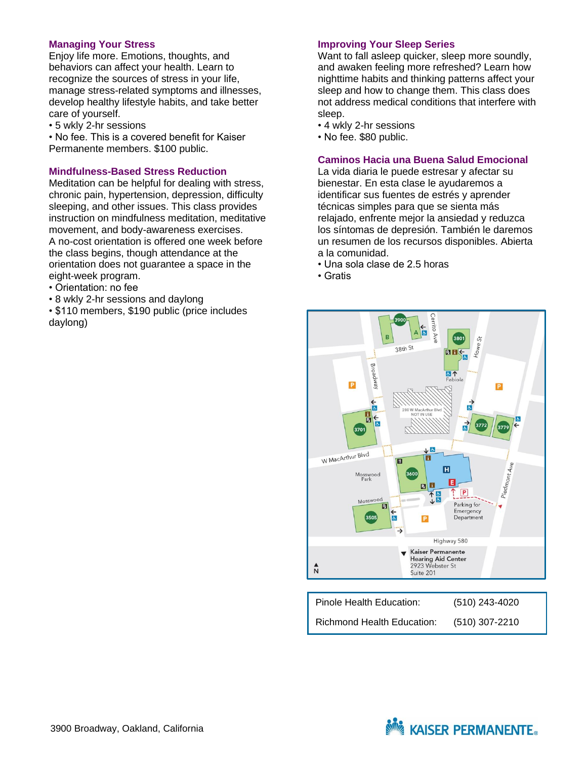### Managing Your Stress

Enjoy life more. Emotions, thoughts, and behaviors can affect your health. Learn to recognize the sources of stress in your life, manage stress-related symptoms and illnesses, develop healthy lifestyle habits, and take better care of yourself.

- 5 wkly 2-hr sessions
- No fee. This is a covered benefit for Kaiser Permanente members. $100 public.

### Mindfulness-Based Stress Reduction

Meditation can be helpful for dealing with stress, chronic pain, hypertension, depression, difficulty sleeping, and other issues. This class provides instruction on mindfulness meditation, meditative movement, and body-awareness exercises.
A no-cost orientation is offered one week before the class begins, though attendance at the orientation does not guarantee a space in the eight-week program.

- Orientation: no fee
- 8 wkly 2-hr sessions and daylong
- $110 members, $190 public (price includes daylong)

### Improving Your Sleep Series

Want to fall asleep quicker, sleep more soundly, and awaken feeling more refreshed? Learn how nighttime habits and thinking patterns affect your sleep and how to change them. This class does not address medical conditions that interfere with sleep.

- 4 wkly 2-hr sessions
- No fee. $80 public.

### Caminos Hacia una Buena Salud Emocional

La vida diaria le puede estresar y afectar su bienestar. En esta clase le ayudaremos a identificar sus fuentes de estrés y aprender técnicas simples para que se sienta más relajado, enfrente mejor la ansiedad y reduzca los síntomas de depresión. También le daremos un resumen de los recursos disponibles. Abierta a la comunidad.

- Una sola clase de 2.5 horas
- Gratis

| | |
|---|---|
| Pinole Health Education: | (510) 243-4020 |
| Richmond Health Education: | (510) 307-2210 |